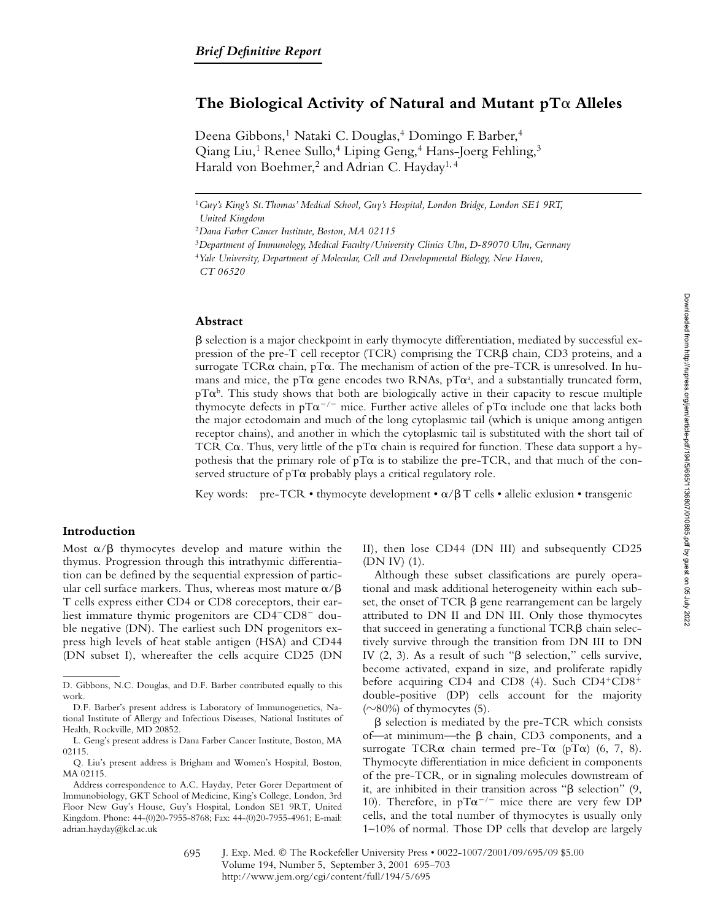*Brief Definitive Report*

# The Biological Activity of Natural and Mutant pTα Alleles

Deena Gibbons,[1] Nataki C. Douglas,[4] Domingo F. Barber,[4] Qiang Liu,[1] Renee Sullo,[4] Liping Geng,[4] Hans-Joerg Fehling,[3] Harald von Boehmer,[2] and Adrian C. Hayday[1,4]

[1]*Guy's King's St. Thomas' Medical School, Guy's Hospital, London Bridge, London SE1 9RT, United Kingdom*

[2]*Dana Farber Cancer Institute, Boston, MA 02115*

[3]*Department of Immunology, Medical Faculty/University Clinics Ulm, D-89070 Ulm, Germany*

[4]*Yale University, Department of Molecular, Cell and Developmental Biology, New Haven, CT 06520*

## Abstract

β selection is a major checkpoint in early thymocyte differentiation, mediated by successful expression of the pre-T cell receptor (TCR) comprising the TCRβ chain, CD3 proteins, and a surrogate TCRα chain, pTα. The mechanism of action of the pre-TCR is unresolved. In humans and mice, the pTα gene encodes two RNAs, $pT\alpha^a$, and a substantially truncated form, $pT\alpha^b$. This study shows that both are biologically active in their capacity to rescue multiple thymocyte defects in $pT\alpha^{-/-}$ mice. Further active alleles of pTα include one that lacks both the major ectodomain and much of the long cytoplasmic tail (which is unique among antigen receptor chains), and another in which the cytoplasmic tail is substituted with the short tail of TCR Cα. Thus, very little of the pTα chain is required for function. These data support a hypothesis that the primary role of pTα is to stabilize the pre-TCR, and that much of the conserved structure of pTα probably plays a critical regulatory role.

Key words: pre-TCR • thymocyte development • α/β T cells • allelic exlusion • transgenic

## Introduction

Most α/β thymocytes develop and mature within the thymus. Progression through this intrathymic differentiation can be defined by the sequential expression of particular cell surface markers. Thus, whereas most mature α/β T cells express either CD4 or CD8 coreceptors, their earliest immature thymic progenitors are $CD4^-CD8^-$ double negative (DN). The earliest such DN progenitors express high levels of heat stable antigen (HSA) and CD44 (DN subset I), whereafter the cells acquire CD25 (DN II), then lose CD44 (DN III) and subsequently CD25 (DN IV) (1).

Although these subset classifications are purely operational and mask additional heterogeneity within each subset, the onset of TCR β gene rearrangement can be largely attributed to DN II and DN III. Only those thymocytes that succeed in generating a functional TCRβ chain selectively survive through the transition from DN III to DN IV (2, 3). As a result of such "β selection," cells survive, become activated, expand in size, and proliferate rapidly before acquiring CD4 and CD8 (4). Such $CD4^+CD8^+$ double-positive (DP) cells account for the majority (~80%) of thymocytes (5).

β selection is mediated by the pre-TCR which consists of—at minimum—the β chain, CD3 components, and a surrogate TCRα chain termed pre-Tα (pTα) (6, 7, 8). Thymocyte differentiation in mice deficient in components of the pre-TCR, or in signaling molecules downstream of it, are inhibited in their transition across "β selection" (9, 10). Therefore, in $pT\alpha^{-/-}$ mice there are very few DP cells, and the total number of thymocytes is usually only 1–10% of normal. Those DP cells that develop are largely

D. Gibbons, N.C. Douglas, and D.F. Barber contributed equally to this work.

D.F. Barber's present address is Laboratory of Immunogenetics, National Institute of Allergy and Infectious Diseases, National Institutes of Health, Rockville, MD 20852.

L. Geng's present address is Dana Farber Cancer Institute, Boston, MA 02115.

Q. Liu's present address is Brigham and Women's Hospital, Boston, MA 02115.

Address correspondence to A.C. Hayday, Peter Gorer Department of Immunobiology, GKT School of Medicine, King's College, London, 3rd Floor New Guy's House, Guy's Hospital, London SE1 9RT, United Kingdom. Phone: 44-(0)20-7955-8768; Fax: 44-(0)20-7955-4961; E-mail: adrian.hayday@kcl.ac.uk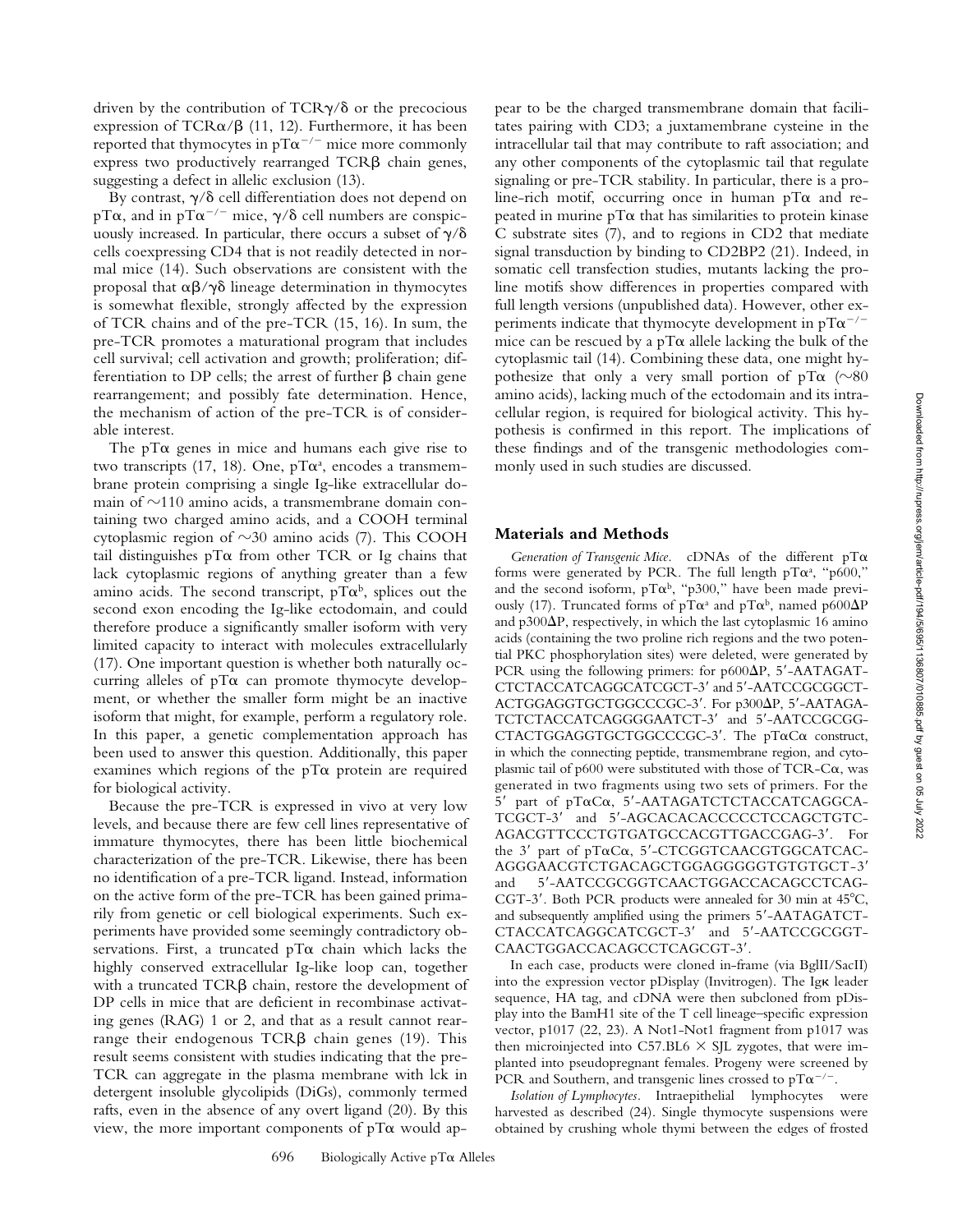driven by the contribution of TCRγ/δ or the precocious expression of TCRα/β (11, 12). Furthermore, it has been reported that thymocytes in pTα$^{-/-}$ mice more commonly express two productively rearranged TCRβ chain genes, suggesting a defect in allelic exclusion (13).

By contrast, γ/δ cell differentiation does not depend on pTα, and in pTα$^{-/-}$ mice, γ/δ cell numbers are conspicuously increased. In particular, there occurs a subset of γ/δ cells coexpressing CD4 that is not readily detected in normal mice (14). Such observations are consistent with the proposal that αβ/γδ lineage determination in thymocytes is somewhat flexible, strongly affected by the expression of TCR chains and of the pre-TCR (15, 16). In sum, the pre-TCR promotes a maturational program that includes cell survival; cell activation and growth; proliferation; differentiation to DP cells; the arrest of further β chain gene rearrangement; and possibly fate determination. Hence, the mechanism of action of the pre-TCR is of considerable interest.

The pTα genes in mice and humans each give rise to two transcripts (17, 18). One, pTα$^a$, encodes a transmembrane protein comprising a single Ig-like extracellular domain of ~110 amino acids, a transmembrane domain containing two charged amino acids, and a COOH terminal cytoplasmic region of ~30 amino acids (7). This COOH tail distinguishes pTα from other TCR or Ig chains that lack cytoplasmic regions of anything greater than a few amino acids. The second transcript, pTα$^b$, splices out the second exon encoding the Ig-like ectodomain, and could therefore produce a significantly smaller isoform with very limited capacity to interact with molecules extracellularly (17). One important question is whether both naturally occurring alleles of pTα can promote thymocyte development, or whether the smaller form might be an inactive isoform that might, for example, perform a regulatory role. In this paper, a genetic complementation approach has been used to answer this question. Additionally, this paper examines which regions of the pTα protein are required for biological activity.

Because the pre-TCR is expressed in vivo at very low levels, and because there are few cell lines representative of immature thymocytes, there has been little biochemical characterization of the pre-TCR. Likewise, there has been no identification of a pre-TCR ligand. Instead, information on the active form of the pre-TCR has been gained primarily from genetic or cell biological experiments. Such experiments have provided some seemingly contradictory observations. First, a truncated pTα chain which lacks the highly conserved extracellular Ig-like loop can, together with a truncated TCRβ chain, restore the development of DP cells in mice that are deficient in recombinase activating genes (RAG) 1 or 2, and that as a result cannot rearrange their endogenous TCRβ chain genes (19). This result seems consistent with studies indicating that the pre-TCR can aggregate in the plasma membrane with lck in detergent insoluble glycolipids (DiGs), commonly termed rafts, even in the absence of any overt ligand (20). By this view, the more important components of pTα would appear to be the charged transmembrane domain that facilitates pairing with CD3; a juxtamembrane cysteine in the intracellular tail that may contribute to raft association; and any other components of the cytoplasmic tail that regulate signaling or pre-TCR stability. In particular, there is a proline-rich motif, occurring once in human pTα and repeated in murine pTα that has similarities to protein kinase C substrate sites (7), and to regions in CD2 that mediate signal transduction by binding to CD2BP2 (21). Indeed, in somatic cell transfection studies, mutants lacking the proline motifs show differences in properties compared with full length versions (unpublished data). However, other experiments indicate that thymocyte development in pTα$^{-/-}$ mice can be rescued by a pTα allele lacking the bulk of the cytoplasmic tail (14). Combining these data, one might hypothesize that only a very small portion of pTα (~80 amino acids), lacking much of the ectodomain and its intracellular region, is required for biological activity. This hypothesis is confirmed in this report. The implications of these findings and of the transgenic methodologies commonly used in such studies are discussed.

## Materials and Methods

*Generation of Transgenic Mice.* cDNAs of the different pTα forms were generated by PCR. The full length pTα$^a$, "p600," and the second isoform, pTα$^b$, "p300," have been made previously (17). Truncated forms of pTα$^a$ and pTα$^b$, named p600ΔP and p300ΔP, respectively, in which the last cytoplasmic 16 amino acids (containing the two proline rich regions and the two potential PKC phosphorylation sites) were deleted, were generated by PCR using the following primers: for p600ΔP, 5'-AATAGATCTCTACCATCAGGCATCGCT-3' and 5'-AATCCGCGGCTACTGGAGGTGCTGGCCCGC-3'. For p300ΔP, 5'-AATAGATCTCTACCATCAGGGGAATCT-3' and 5'-AATCCGCGGCTACTGGAGGTGCTGGCCCGC-3'. The pTαCα construct, in which the connecting peptide, transmembrane region, and cytoplasmic tail of p600 were substituted with those of TCR-Cα, was generated in two fragments using two sets of primers. For the 5' part of pTαCα, 5'-AATAGATCTCTACCATCAGGCATCGCT-3' and 5'-AGCACACACCCCCCTCCAGCTGTCAGACGTTCCCTGTGATGCCACGTTGACCGAG-3'. For the 3' part of pTαCα, 5'-CTCGGTCAACGTGGCATCACAGGGAACGTCTGACAGCTGGAGGGGGTGTGTGCT-3' and 5'-AATCCGCGGTCAACTGGACCACAGCCTCAGCGT-3'. Both PCR products were annealed for 30 min at 45°C, and subsequently amplified using the primers 5'-AATAGATCTCTACCATCAGGCATCGCT-3' and 5'-AATCCGCGGTCAACTGGACCACAGCCTCAGCGT-3'.

In each case, products were cloned in-frame (via BglII/SacII) into the expression vector pDisplay (Invitrogen). The Igκ leader sequence, HA tag, and cDNA were then subcloned from pDisplay into the BamH1 site of the T cell lineage–specific expression vector, p1017 (22, 23). A Not1-Not1 fragment from p1017 was then microinjected into C57.BL6 × SJL zygotes, that were implanted into pseudopregnant females. Progeny were screened by PCR and Southern, and transgenic lines crossed to pTα$^{-/-}$.

*Isolation of Lymphocytes.* Intraepithelial lymphocytes were harvested as described (24). Single thymocyte suspensions were obtained by crushing whole thymi between the edges of frosted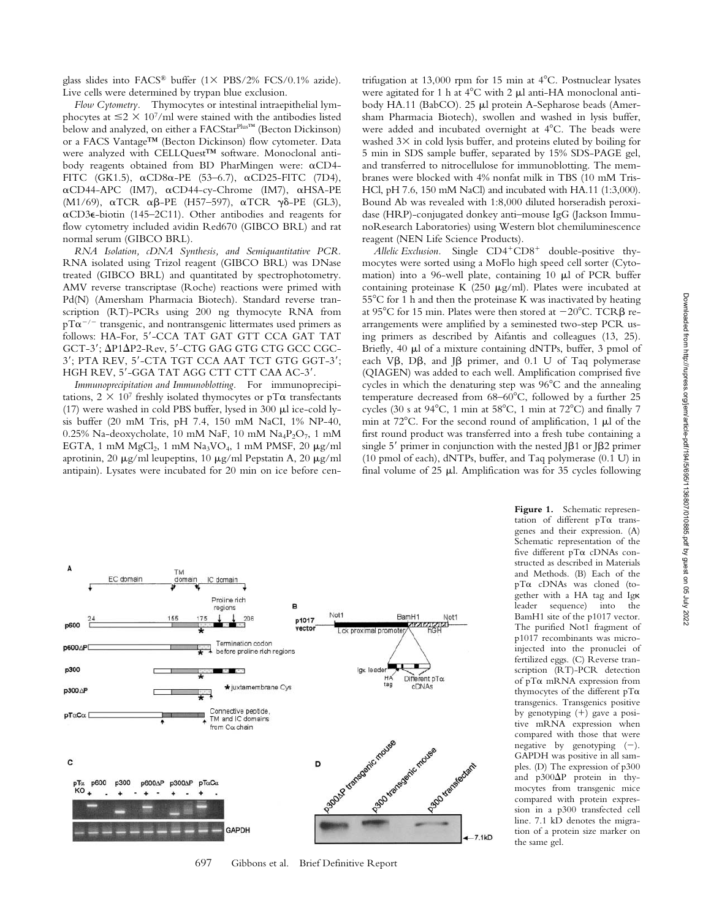glass slides into FACS® buffer (1× PBS/2% FCS/0.1% azide). Live cells were determined by trypan blue exclusion.

*Flow Cytometry.* Thymocytes or intestinal intraepithelial lymphocytes at $\leq 2 \times 10^7$/ml were stained with the antibodies listed below and analyzed, on either a FACStar^Plus™ (Becton Dickinson) or a FACS Vantage™ (Becton Dickinson) flow cytometer. Data were analyzed with CELLQuest™ software. Monoclonal antibody reagents obtained from BD PharMingen were: αCD4-FITC (GK1.5), αCD8α-PE (53–6.7), αCD25-FITC (7D4), αCD44-APC (IM7), αCD44-cy-Chrome (IM7), αHSA-PE (M1/69), αTCR αβ-PE (H57–597), αTCR γδ-PE (GL3), αCD3ε-biotin (145–2C11). Other antibodies and reagents for flow cytometry included avidin Red670 (GIBCO BRL) and rat normal serum (GIBCO BRL).

*RNA Isolation, cDNA Synthesis, and Semiquantitative PCR.* RNA isolated using Trizol reagent (GIBCO BRL) was DNase treated (GIBCO BRL) and quantitated by spectrophotometry. AMV reverse transcriptase (Roche) reactions were primed with Pd(N) (Amersham Pharmacia Biotech). Standard reverse transcription (RT)-PCRs using 200 ng thymocyte RNA from $pT\alpha^{-/-}$ transgenic, and nontransgenic littermates used primers as follows: HA-For, 5′-CCA TAT GAT GTT CCA GAT TAT GCT-3′; ΔP1ΔP2-Rev, 5′-CTG GAG GTG CTG GCC CGC-3′; PTA REV, 5′-CTA TGT CCA AAT TCT GTG GGT-3′; HGH REV, 5′-GGA TAT AGG CTT CTT CAA AC-3′.

*Immunoprecipitation and Immunoblotting.* For immunoprecipitations, $2 \times 10^7$ freshly isolated thymocytes or pTα transfectants (17) were washed in cold PBS buffer, lysed in 300 μl ice-cold lysis buffer (20 mM Tris, pH 7.4, 150 mM NaCI, 1% NP-40, 0.25% Na-deoxycholate, 10 mM NaF, 10 mM $Na_4P_2O_7$, 1 mM EGTA, 1 mM $MgCl_2$, 1 mM $Na_3VO_4$, 1 mM PMSF, 20 μg/ml aprotinin, 20 μg/ml leupeptins, 10 μg/ml Pepstatin A, 20 μg/ml antipain). Lysates were incubated for 20 min on ice before centrifugation at 13,000 rpm for 15 min at 4°C. Postnuclear lysates were agitated for 1 h at 4°C with 2 μl anti-HA monoclonal antibody HA.11 (BabCO). 25 μl protein A-Sepharose beads (Amersham Pharmacia Biotech), swollen and washed in lysis buffer, were added and incubated overnight at 4°C. The beads were washed 3× in cold lysis buffer, and proteins eluted by boiling for 5 min in SDS sample buffer, separated by 15% SDS-PAGE gel, and transferred to nitrocellulose for immunoblotting. The membranes were blocked with 4% nonfat milk in TBS (10 mM Tris-HCl, pH 7.6, 150 mM NaCl) and incubated with HA.11 (1:3,000). Bound Ab was revealed with 1:8,000 diluted horseradish peroxidase (HRP)-conjugated donkey anti–mouse IgG (Jackson ImmunoResearch Laboratories) using Western blot chemiluminescence reagent (NEN Life Science Products).

*Allelic Exclusion.* Single $CD4^+CD8^+$ double-positive thymocytes were sorted using a MoFlo high speed cell sorter (Cytomation) into a 96-well plate, containing 10 μl of PCR buffer containing proteinase K (250 μg/ml). Plates were incubated at 55°C for 1 h and then the proteinase K was inactivated by heating at 95°C for 15 min. Plates were then stored at −20°C. TCRβ rearrangements were amplified by a seminested two-step PCR using primers as described by Aifantis and colleagues (13, 25). Briefly, 40 μl of a mixture containing dNTPs, buffer, 3 pmol of each Vβ, Dβ, and Jβ primer, and 0.1 U of Taq polymerase (QIAGEN) was added to each well. Amplification comprised five cycles in which the denaturing step was 96°C and the annealing temperature decreased from 68–60°C, followed by a further 25 cycles (30 s at 94°C, 1 min at 58°C, 1 min at 72°C) and finally 7 min at 72°C. For the second round of amplification, 1 μl of the first round product was transferred into a fresh tube containing a single 5′ primer in conjunction with the nested Jβ1 or Jβ2 primer (10 pmol of each), dNTPs, buffer, and Taq polymerase (0.1 U) in final volume of 25 μl. Amplification was for 35 cycles following

**Figure 1.** Schematic representation of different pTα transgenes and their expression. (A) Schematic representation of the five different pTα cDNAs constructed as described in Materials and Methods. (B) Each of the pTα cDNAs was cloned (together with a HA tag and Igκ leader sequence) into the BamH1 site of the p1017 vector. The purified Not1 fragment of p1017 recombinants was microinjected into the pronuclei of fertilized eggs. (C) Reverse transcription (RT)-PCR detection of pTα mRNA expression from thymocytes of the different pTα transgenics. Transgenics positive by genotyping (+) gave a positive mRNA expression when compared with those that were negative by genotyping (−). GAPDH was positive in all samples. (D) The expression of p300 and p300ΔP protein in thymocytes from transgenic mice compared with protein expression in a p300 transfected cell line. 7.1 kD denotes the migration of a protein size marker on the same gel.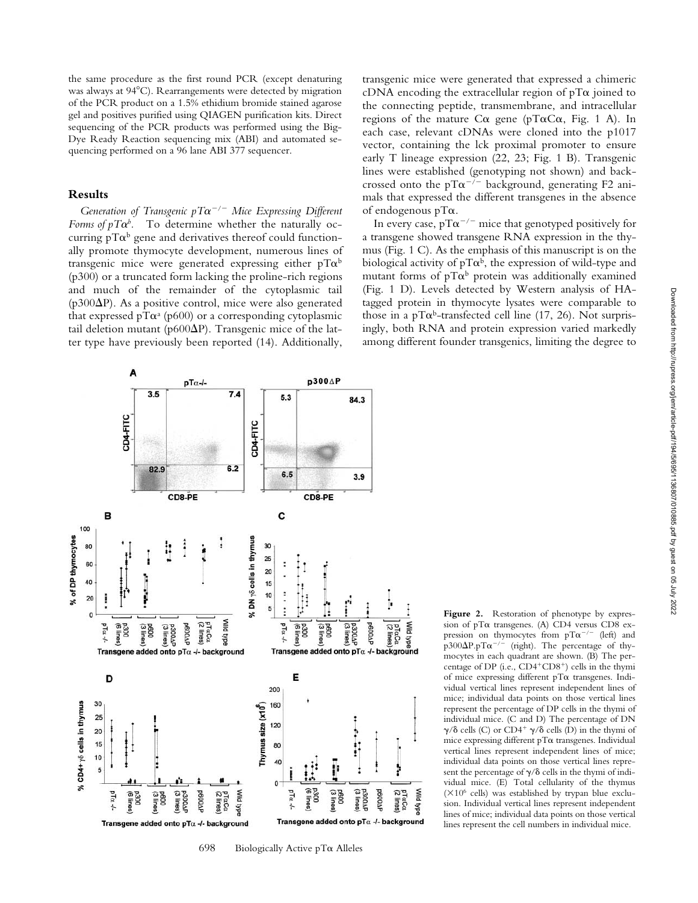the same procedure as the first round PCR (except denaturing was always at 94°C). Rearrangements were detected by migration of the PCR product on a 1.5% ethidium bromide stained agarose gel and positives purified using QIAGEN purification kits. Direct sequencing of the PCR products was performed using the Big-Dye Ready Reaction sequencing mix (ABI) and automated sequencing performed on a 96 lane ABI 377 sequencer.

## Results

*Generation of Transgenic pT$\alpha^{-/-}$ Mice Expressing Different Forms of pT$\alpha^b$.* To determine whether the naturally occurring pT$\alpha^b$ gene and derivatives thereof could functionally promote thymocyte development, numerous lines of transgenic mice were generated expressing either pT$\alpha^b$ (p300) or a truncated form lacking the proline-rich regions and much of the remainder of the cytoplasmic tail (p300ΔP). As a positive control, mice were also generated that expressed pT$\alpha^a$ (p600) or a corresponding cytoplasmic tail deletion mutant (p600ΔP). Transgenic mice of the latter type have previously been reported (14). Additionally, transgenic mice were generated that expressed a chimeric cDNA encoding the extracellular region of pTα joined to the connecting peptide, transmembrane, and intracellular regions of the mature Cα gene (pTαCα, Fig. 1 A). In each case, relevant cDNAs were cloned into the p1017 vector, containing the lck proximal promoter to ensure early T lineage expression (22, 23; Fig. 1 B). Transgenic lines were established (genotyping not shown) and backcrossed onto the pT$\alpha^{-/-}$ background, generating F2 animals that expressed the different transgenes in the absence of endogenous pTα.

In every case, pT$\alpha^{-/-}$ mice that genotyped positively for a transgene showed transgene RNA expression in the thymus (Fig. 1 C). As the emphasis of this manuscript is on the biological activity of pT$\alpha^b$, the expression of wild-type and mutant forms of pT$\alpha^b$ protein was additionally examined (Fig. 1 D). Levels detected by Western analysis of HA-tagged protein in thymocyte lysates were comparable to those in a pT$\alpha^b$-transfected cell line (17, 26). Not surprisingly, both RNA and protein expression varied markedly among different founder transgenics, limiting the degree to

**Figure 2.** Restoration of phenotype by expression of pTα transgenes. (A) CD4 versus CD8 expression on thymocytes from pT$\alpha^{-/-}$ (left) and p300ΔP.pT$\alpha^{-/-}$ (right). The percentage of thymocytes in each quadrant are shown. (B) The percentage of DP (i.e., CD4$^+$CD8$^+$) cells in the thymi of mice expressing different pTα transgenes. Individual vertical lines represent independent lines of mice; individual data points on those vertical lines represent the percentage of DP cells in the thymi of individual mice. (C and D) The percentage of DN γ/δ cells (C) or CD4$^+$ γ/δ cells (D) in the thymi of mice expressing different pTα transgenes. Individual vertical lines represent independent lines of mice; individual data points on those vertical lines represent the percentage of γ/δ cells in the thymi of individual mice. (E) Total cellularity of the thymus ($\times 10^6$ cells) was established by trypan blue exclusion. Individual vertical lines represent independent lines of mice; individual data points on those vertical lines represent the cell numbers in individual mice.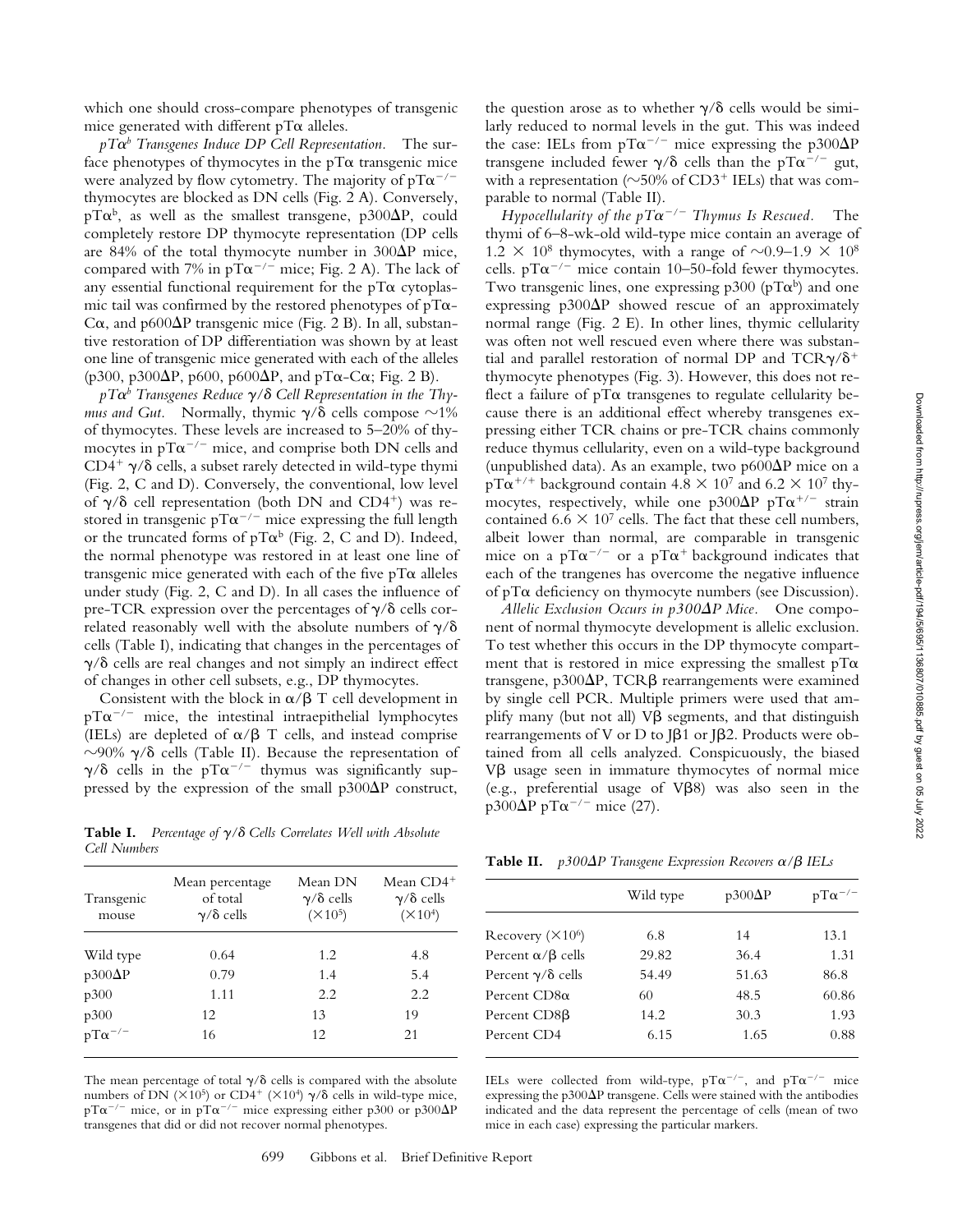which one should cross-compare phenotypes of transgenic mice generated with different pTα alleles.

*pTα^b Transgenes Induce DP Cell Representation.* The surface phenotypes of thymocytes in the pTα transgenic mice were analyzed by flow cytometry. The majority of $pT\alpha^{-/-}$ thymocytes are blocked as DN cells (Fig. 2 A). Conversely, $pT\alpha^b$, as well as the smallest transgene, p300ΔP, could completely restore DP thymocyte representation (DP cells are 84% of the total thymocyte number in 300ΔP mice, compared with 7% in $pT\alpha^{-/-}$ mice; Fig. 2 A). The lack of any essential functional requirement for the pTα cytoplasmic tail was confirmed by the restored phenotypes of pTα-Cα, and p600ΔP transgenic mice (Fig. 2 B). In all, substantive restoration of DP differentiation was shown by at least one line of transgenic mice generated with each of the alleles (p300, p300ΔP, p600, p600ΔP, and pTα-Cα; Fig. 2 B).

*pTα^b Transgenes Reduce γ/δ Cell Representation in the Thymus and Gut.* Normally, thymic γ/δ cells compose ∼1% of thymocytes. These levels are increased to 5–20% of thymocytes in $pT\alpha^{-/-}$ mice, and comprise both DN cells and CD4[+] γ/δ cells, a subset rarely detected in wild-type thymi (Fig. 2, C and D). Conversely, the conventional, low level of γ/δ cell representation (both DN and CD4[+]) was restored in transgenic $pT\alpha^{-/-}$ mice expressing the full length or the truncated forms of $pT\alpha^b$ (Fig. 2, C and D). Indeed, the normal phenotype was restored in at least one line of transgenic mice generated with each of the five pTα alleles under study (Fig. 2, C and D). In all cases the influence of pre-TCR expression over the percentages of γ/δ cells correlated reasonably well with the absolute numbers of γ/δ cells (Table I), indicating that changes in the percentages of γ/δ cells are real changes and not simply an indirect effect of changes in other cell subsets, e.g., DP thymocytes.

Consistent with the block in α/β T cell development in $pT\alpha^{-/-}$ mice, the intestinal intraepithelial lymphocytes (IELs) are depleted of α/β T cells, and instead comprise ∼90% γ/δ cells (Table II). Because the representation of γ/δ cells in the $pT\alpha^{-/-}$ thymus was significantly suppressed by the expression of the small p300ΔP construct, the question arose as to whether γ/δ cells would be similarly reduced to normal levels in the gut. This was indeed the case: IELs from $pT\alpha^{-/-}$ mice expressing the p300ΔP transgene included fewer γ/δ cells than the $pT\alpha^{-/-}$ gut, with a representation (∼50% of CD3[+] IELs) that was comparable to normal (Table II).

*Hypocellularity of the pTα^{-/-} Thymus Is Rescued.* The thymi of 6–8-wk-old wild-type mice contain an average of $1.2 \times 10^8$ thymocytes, with a range of $\sim 0.9–1.9 \times 10^8$ cells. $pT\alpha^{-/-}$ mice contain 10–50-fold fewer thymocytes. Two transgenic lines, one expressing p300 ($pT\alpha^b$) and one expressing p300ΔP showed rescue of an approximately normal range (Fig. 2 E). In other lines, thymic cellularity was often not well rescued even where there was substantial and parallel restoration of normal DP and TCRγ/δ[+] thymocyte phenotypes (Fig. 3). However, this does not reflect a failure of pTα transgenes to regulate cellularity because there is an additional effect whereby transgenes expressing either TCR chains or pre-TCR chains commonly reduce thymus cellularity, even on a wild-type background (unpublished data). As an example, two p600ΔP mice on a $pT\alpha^{+/+}$ background contain $4.8 \times 10^7$ and $6.2 \times 10^7$ thymocytes, respectively, while one p300ΔP $pT\alpha^{+/-}$ strain contained $6.6 \times 10^7$ cells. The fact that these cell numbers, albeit lower than normal, are comparable in transgenic mice on a $pT\alpha^{-/-}$ or a $pT\alpha^{+}$ background indicates that each of the trangenes has overcome the negative influence of pTα deficiency on thymocyte numbers (see Discussion).

*Allelic Exclusion Occurs in p300ΔP Mice.* One component of normal thymocyte development is allelic exclusion. To test whether this occurs in the DP thymocyte compartment that is restored in mice expressing the smallest pTα transgene, p300ΔP, TCRβ rearrangements were examined by single cell PCR. Multiple primers were used that amplify many (but not all) Vβ segments, and that distinguish rearrangements of V or D to Jβ1 or Jβ2. Products were obtained from all cells analyzed. Conspicuously, the biased Vβ usage seen in immature thymocytes of normal mice (e.g., preferential usage of Vβ8) was also seen in the p300ΔP $pT\alpha^{-/-}$ mice (27).

**Table I.** *Percentage of γ/δ Cells Correlates Well with Absolute Cell Numbers*

| Transgenic mouse | Mean percentage of total γ/δ cells | Mean DN γ/δ cells ($\times 10^5$) | Mean CD4[+] γ/δ cells ($\times 10^4$) |
|---|---|---|---|
| Wild type | 0.64 | 1.2 | 4.8 |
| p300ΔP | 0.79 | 1.4 | 5.4 |
| p300 | 1.11 | 2.2 | 2.2 |
| p300 | 12 | 13 | 19 |
| $pT\alpha^{-/-}$ | 16 | 12 | 21 |

The mean percentage of total γ/δ cells is compared with the absolute numbers of DN ($\times 10^5$) or CD4[+] ($\times 10^4$) γ/δ cells in wild-type mice, $pT\alpha^{-/-}$ mice, or in $pT\alpha^{-/-}$ mice expressing either p300 or p300ΔP transgenes that did or did not recover normal phenotypes.

**Table II.** *p300ΔP Transgene Expression Recovers α/β IELs*

| | Wild type | p300ΔP | $pT\alpha^{-/-}$ |
|---|---|---|---|
| Recovery ($\times 10^6$) | 6.8 | 14 | 13.1 |
| Percent α/β cells | 29.82 | 36.4 | 1.31 |
| Percent γ/δ cells | 54.49 | 51.63 | 86.8 |
| Percent CD8α | 60 | 48.5 | 60.86 |
| Percent CD8β | 14.2 | 30.3 | 1.93 |
| Percent CD4 | 6.15 | 1.65 | 0.88 |

IELs were collected from wild-type, $pT\alpha^{-/-}$, and $pT\alpha^{-/-}$ mice expressing the p300ΔP transgene. Cells were stained with the antibodies indicated and the data represent the percentage of cells (mean of two mice in each case) expressing the particular markers.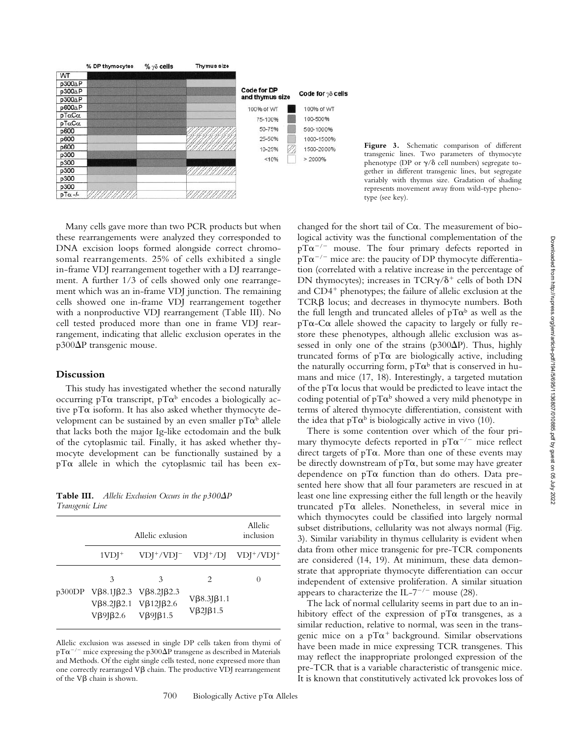| | % DP thymocytes | % γδ cells | Thymus size |
|---|---|---|---|
| WT | | | |
| p300ΔP | | | |
| p300ΔP | | | |
| p300ΔP | | | |
| p600ΔP | | | |
| pTαCα | | | |
| pTαCα | | | |
| p600 | | | |
| p600 | | | |
| p600 | | | |
| p300 | | | |
| p300 | | | |
| p300 | | | |
| p300 | | | |
| p300 | | | |
| pTα -/- | | | |

| Code for DP and thymus size | Code for γδ cells |
|---|---|
| 100% of WT | 100% of WT |
| 75-100% | 100-500% |
| 50-75% | 500-1000% |
| 25-50% | 1000-1500% |
| 10-25% | 1500-2000% |
| <10% | > 2000% |

**Figure 3.** Schematic comparison of different transgenic lines. Two parameters of thymocyte phenotype (DP or γ/δ cell numbers) segregate together in different transgenic lines, but segregate variably with thymus size. Gradation of shading represents movement away from wild-type phenotype (see key).

Many cells gave more than two PCR products but when these rearrangements were analyzed they corresponded to DNA excision loops formed alongside correct chromosomal rearrangements. 25% of cells exhibited a single in-frame VDJ rearrangement together with a DJ rearrangement. A further 1/3 of cells showed only one rearrangement which was an in-frame VDJ junction. The remaining cells showed one in-frame VDJ rearrangement together with a nonproductive VDJ rearrangement (Table III). No cell tested produced more than one in frame VDJ rearrangement, indicating that allelic exclusion operates in the p300ΔP transgenic mouse.

## Discussion

This study has investigated whether the second naturally occurring pTα transcript, $pT\alpha^b$ encodes a biologically active pTα isoform. It has also asked whether thymocyte development can be sustained by an even smaller $pT\alpha^b$ allele that lacks both the major Ig-like ectodomain and the bulk of the cytoplasmic tail. Finally, it has asked whether thymocyte development can be functionally sustained by a pTα allele in which the cytoplasmic tail has been exchanged for the short tail of Cα. The measurement of biological activity was the functional complementation of the $pT\alpha^{-/-}$ mouse. The four primary defects reported in $pT\alpha^{-/-}$ mice are: the paucity of DP thymocyte differentiation (correlated with a relative increase in the percentage of DN thymocytes); increases in $TCR\gamma/\delta^+$ cells of both DN and $CD4^+$ phenotypes; the failure of allelic exclusion at the TCRβ locus; and decreases in thymocyte numbers. Both the full length and truncated alleles of $pT\alpha^b$ as well as the pTα-Cα allele showed the capacity to largely or fully restore these phenotypes, although allelic exclusion was assessed in only one of the strains (p300ΔP). Thus, highly truncated forms of pTα are biologically active, including the naturally occurring form, $pT\alpha^b$ that is conserved in humans and mice (17, 18). Interestingly, a targeted mutation of the pTα locus that would be predicted to leave intact the coding potential of $pT\alpha^b$ showed a very mild phenotype in terms of altered thymocyte differentiation, consistent with the idea that $pT\alpha^b$ is biologically active in vivo (10).

**Table III.** *Allelic Exclusion Occurs in the p300ΔP Transgenic Line*

| | Allelic exlusion | | | Allelic inclusion |
|---|---|---|---|---|
| | $1VDJ^+$ | $VDJ^+/VDJ^-$ | $VDJ^+/DJ$ | $VDJ^+/VDJ^+$ |
| | 3 | 3 | 2 | 0 |
| p300DP | Vβ8.1Jβ2.3<br>Vβ8.2Jβ2.1<br>Vβ9Jβ2.6 | Vβ8.2Jβ2.3<br>Vβ12Jβ2.6<br>Vβ9Jβ1.5 | Vβ8.3Jβ1.1<br>Vβ2Jβ1.5 | |

Allelic exclusion was assessed in single DP cells taken from thymi of $pT\alpha^{-/-}$ mice expressing the p300ΔP transgene as described in Materials and Methods. Of the eight single cells tested, none expressed more than one correctly rearranged Vβ chain. The productive VDJ rearrangement of the Vβ chain is shown.

There is some contention over which of the four primary thymocyte defects reported in $pT\alpha^{-/-}$ mice reflect direct targets of pTα. More than one of these events may be directly downstream of pTα, but some may have greater dependence on pTα function than do others. Data presented here show that all four parameters are rescued in at least one line expressing either the full length or the heavily truncated pTα alleles. Nonetheless, in several mice in which thymocytes could be classified into largely normal subset distributions, cellularity was not always normal (Fig. 3). Similar variability in thymus cellularity is evident when data from other mice transgenic for pre-TCR components are considered (14, 19). At minimum, these data demonstrate that appropriate thymocyte differentiation can occur independent of extensive proliferation. A similar situation appears to characterize the $IL\text{-}7^{-/-}$ mouse (28).

The lack of normal cellularity seems in part due to an inhibitory effect of the expression of pTα transgenes, as a similar reduction, relative to normal, was seen in the transgenic mice on a $pT\alpha^+$ background. Similar observations have been made in mice expressing TCR transgenes. This may reflect the inappropriate prolonged expression of the pre-TCR that is a variable characteristic of transgenic mice. It is known that constitutively activated lck provokes loss of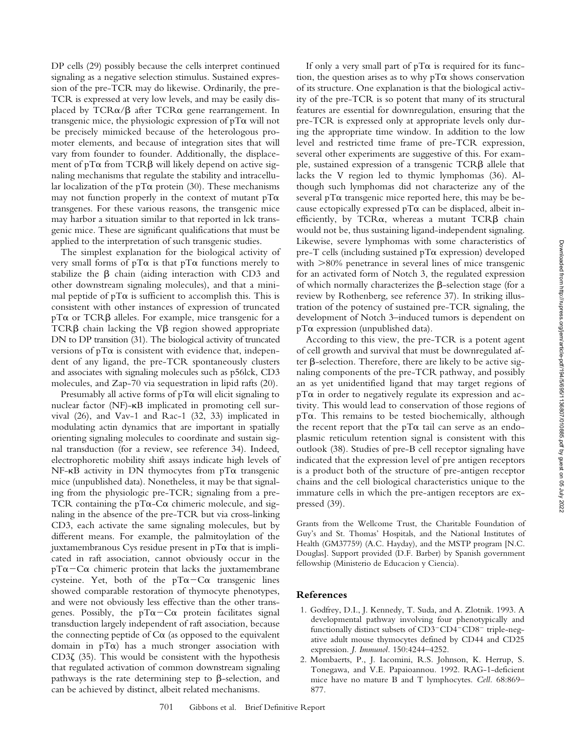DP cells (29) possibly because the cells interpret continued signaling as a negative selection stimulus. Sustained expression of the pre-TCR may do likewise. Ordinarily, the pre-TCR is expressed at very low levels, and may be easily displaced by TCRα/β after TCRα gene rearrangement. In transgenic mice, the physiologic expression of pTα will not be precisely mimicked because of the heterologous promoter elements, and because of integration sites that will vary from founder to founder. Additionally, the displacement of pTα from TCRβ will likely depend on active signaling mechanisms that regulate the stability and intracellular localization of the pTα protein (30). These mechanisms may not function properly in the context of mutant pTα transgenes. For these various reasons, the transgenic mice may harbor a situation similar to that reported in lck transgenic mice. These are significant qualifications that must be applied to the interpretation of such transgenic studies.

The simplest explanation for the biological activity of very small forms of pTα is that pTα functions merely to stabilize the β chain (aiding interaction with CD3 and other downstream signaling molecules), and that a minimal peptide of pTα is sufficient to accomplish this. This is consistent with other instances of expression of truncated pTα or TCRβ alleles. For example, mice transgenic for a TCRβ chain lacking the Vβ region showed appropriate DN to DP transition (31). The biological activity of truncated versions of pTα is consistent with evidence that, independent of any ligand, the pre-TCR spontaneously clusters and associates with signaling molecules such as p56lck, CD3 molecules, and Zap-70 via sequestration in lipid rafts (20).

Presumably all active forms of pTα will elicit signaling to nuclear factor (NF)-κB implicated in promoting cell survival (26), and Vav-1 and Rac-1 (32, 33) implicated in modulating actin dynamics that are important in spatially orienting signaling molecules to coordinate and sustain signal transduction (for a review, see reference 34). Indeed, electrophoretic mobility shift assays indicate high levels of NF-κB activity in DN thymocytes from pTα transgenic mice (unpublished data). Nonetheless, it may be that signaling from the physiologic pre-TCR; signaling from a pre-TCR containing the pTα-Cα chimeric molecule, and signaling in the absence of the pre-TCR but via cross-linking CD3, each activate the same signaling molecules, but by different means. For example, the palmitoylation of the juxtamembranous Cys residue present in pTα that is implicated in raft association, cannot obviously occur in the pTα−Cα chimeric protein that lacks the juxtamembrane cysteine. Yet, both of the pTα−Cα transgenic lines showed comparable restoration of thymocyte phenotypes, and were not obviously less effective than the other transgenes. Possibly, the pTα−Cα protein facilitates signal transduction largely independent of raft association, because the connecting peptide of Cα (as opposed to the equivalent domain in pTα) has a much stronger association with CD3ζ (35). This would be consistent with the hypothesis that regulated activation of common downstream signaling pathways is the rate determining step to β-selection, and can be achieved by distinct, albeit related mechanisms.

If only a very small part of pTα is required for its function, the question arises as to why pTα shows conservation of its structure. One explanation is that the biological activity of the pre-TCR is so potent that many of its structural features are essential for downregulation, ensuring that the pre-TCR is expressed only at appropriate levels only during the appropriate time window. In addition to the low level and restricted time frame of pre-TCR expression, several other experiments are suggestive of this. For example, sustained expression of a transgenic TCRβ allele that lacks the V region led to thymic lymphomas (36). Although such lymphomas did not characterize any of the several pTα transgenic mice reported here, this may be because ectopically expressed pTα can be displaced, albeit inefficiently, by TCRα, whereas a mutant TCRβ chain would not be, thus sustaining ligand-independent signaling. Likewise, severe lymphomas with some characteristics of pre-T cells (including sustained pTα expression) developed with >80% penetrance in several lines of mice transgenic for an activated form of Notch 3, the regulated expression of which normally characterizes the β-selection stage (for a review by Rothenberg, see reference 37). In striking illustration of the potency of sustained pre-TCR signaling, the development of Notch 3–induced tumors is dependent on pTα expression (unpublished data).

According to this view, the pre-TCR is a potent agent of cell growth and survival that must be downregulated after β-selection. Therefore, there are likely to be active signaling components of the pre-TCR pathway, and possibly an as yet unidentified ligand that may target regions of pTα in order to negatively regulate its expression and activity. This would lead to conservation of those regions of pTα. This remains to be tested biochemically, although the recent report that the pTα tail can serve as an endoplasmic reticulum retention signal is consistent with this outlook (38). Studies of pre-B cell receptor signaling have indicated that the expression level of pre antigen receptors is a product both of the structure of pre-antigen receptor chains and the cell biological characteristics unique to the immature cells in which the pre-antigen receptors are expressed (39).

Grants from the Wellcome Trust, the Charitable Foundation of Guy's and St. Thomas' Hospitals, and the National Institutes of Health (GM37759) (A.C. Hayday), and the MSTP program [N.C. Douglas]. Support provided (D.F. Barber) by Spanish government fellowship (Ministerio de Educacion y Ciencia).

## References

1. Godfrey, D.I., J. Kennedy, T. Suda, and A. Zlotnik. 1993. A developmental pathway involving four phenotypically and functionally distinct subsets of CD3$^-$CD4$^-$CD8$^-$ triple-negative adult mouse thymocytes defined by CD44 and CD25 expression. *J. Immunol.* 150:4244–4252.
2. Mombaerts, P., J. Iacomini, R.S. Johnson, K. Herrup, S. Tonegawa, and V.E. Papaioannou. 1992. RAG-1-deficient mice have no mature B and T lymphocytes. *Cell.* 68:869–877.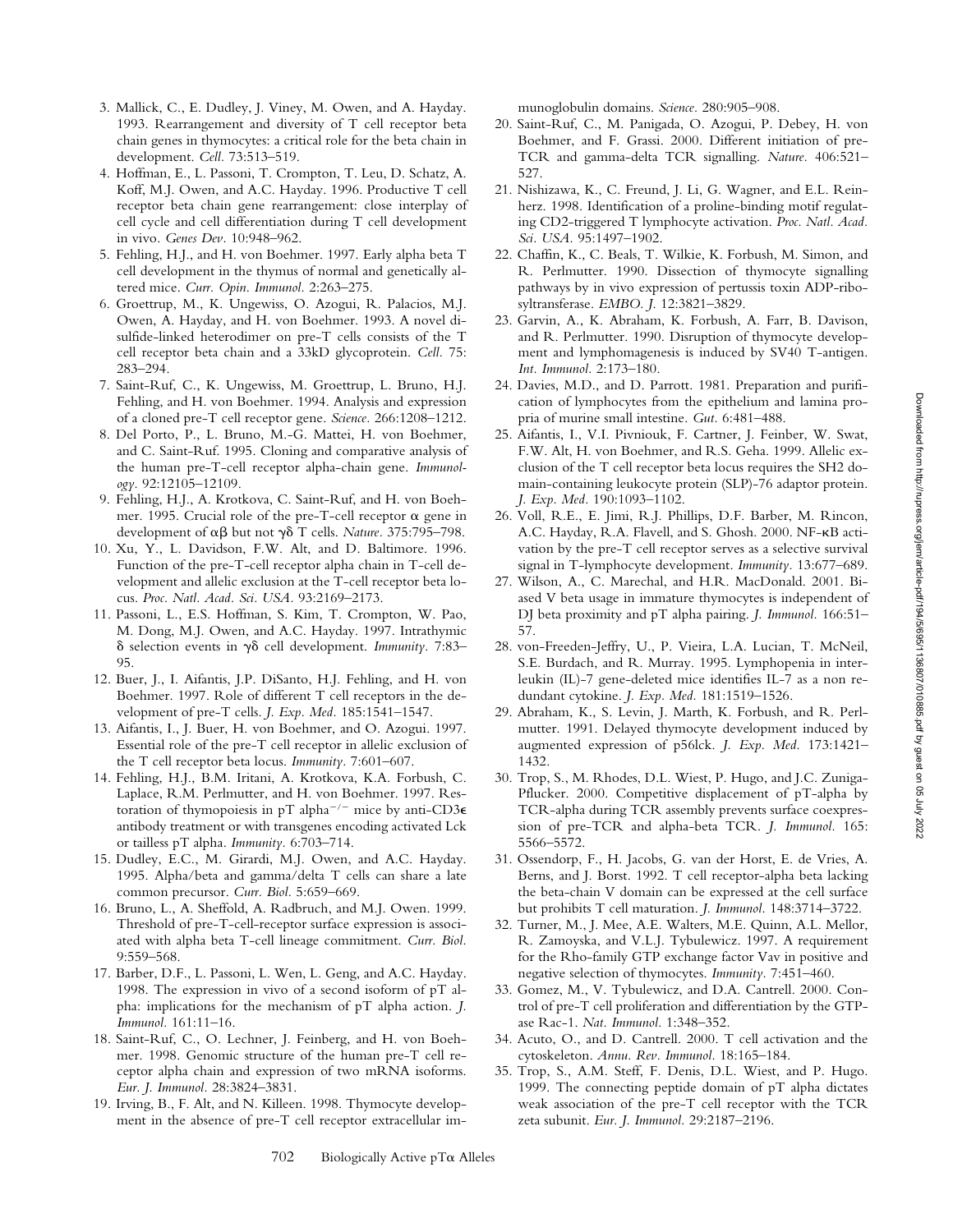3. Mallick, C., E. Dudley, J. Viney, M. Owen, and A. Hayday. 1993. Rearrangement and diversity of T cell receptor beta chain genes in thymocytes: a critical role for the beta chain in development. *Cell.* 73:513–519.
4. Hoffman, E., L. Passoni, T. Crompton, T. Leu, D. Schatz, A. Koff, M.J. Owen, and A.C. Hayday. 1996. Productive T cell receptor beta chain gene rearrangement: close interplay of cell cycle and cell differentiation during T cell development in vivo. *Genes Dev.* 10:948–962.
5. Fehling, H.J., and H. von Boehmer. 1997. Early alpha beta T cell development in the thymus of normal and genetically altered mice. *Curr. Opin. Immunol.* 2:263–275.
6. Groettrup, M., K. Ungewiss, O. Azogui, R. Palacios, M.J. Owen, A. Hayday, and H. von Boehmer. 1993. A novel disulfide-linked heterodimer on pre-T cells consists of the T cell receptor beta chain and a 33kD glycoprotein. *Cell.* 75: 283–294.
7. Saint-Ruf, C., K. Ungewiss, M. Groettrup, L. Bruno, H.J. Fehling, and H. von Boehmer. 1994. Analysis and expression of a cloned pre-T cell receptor gene. *Science.* 266:1208–1212.
8. Del Porto, P., L. Bruno, M.-G. Mattei, H. von Boehmer, and C. Saint-Ruf. 1995. Cloning and comparative analysis of the human pre-T-cell receptor alpha-chain gene. *Immunology.* 92:12105–12109.
9. Fehling, H.J., A. Krotkova, C. Saint-Ruf, and H. von Boehmer. 1995. Crucial role of the pre-T-cell receptor α gene in development of αβ but not γδ T cells. *Nature.* 375:795–798.
10. Xu, Y., L. Davidson, F.W. Alt, and D. Baltimore. 1996. Function of the pre-T-cell receptor alpha chain in T-cell development and allelic exclusion at the T-cell receptor beta locus. *Proc. Natl. Acad. Sci. USA.* 93:2169–2173.
11. Passoni, L., E.S. Hoffman, S. Kim, T. Crompton, W. Pao, M. Dong, M.J. Owen, and A.C. Hayday. 1997. Intrathymic δ selection events in γδ cell development. *Immunity.* 7:83–95.
12. Buer, J., I. Aifantis, J.P. DiSanto, H.J. Fehling, and H. von Boehmer. 1997. Role of different T cell receptors in the development of pre-T cells. *J. Exp. Med.* 185:1541–1547.
13. Aifantis, I., J. Buer, H. von Boehmer, and O. Azogui. 1997. Essential role of the pre-T cell receptor in allelic exclusion of the T cell receptor beta locus. *Immunity.* 7:601–607.
14. Fehling, H.J., B.M. Iritani, A. Krotkova, K.A. Forbush, C. Laplace, R.M. Perlmutter, and H. von Boehmer. 1997. Restoration of thymopoiesis in pT alpha$^{-/-}$ mice by anti-CD3ε antibody treatment or with transgenes encoding activated Lck or tailless pT alpha. *Immunity.* 6:703–714.
15. Dudley, E.C., M. Girardi, M.J. Owen, and A.C. Hayday. 1995. Alpha/beta and gamma/delta T cells can share a late common precursor. *Curr. Biol.* 5:659–669.
16. Bruno, L., A. Sheffold, A. Radbruch, and M.J. Owen. 1999. Threshold of pre-T-cell-receptor surface expression is associated with alpha beta T-cell lineage commitment. *Curr. Biol.* 9:559–568.
17. Barber, D.F., L. Passoni, L. Wen, L. Geng, and A.C. Hayday. 1998. The expression in vivo of a second isoform of pT alpha: implications for the mechanism of pT alpha action. *J. Immunol.* 161:11–16.
18. Saint-Ruf, C., O. Lechner, J. Feinberg, and H. von Boehmer. 1998. Genomic structure of the human pre-T cell receptor alpha chain and expression of two mRNA isoforms. *Eur. J. Immunol.* 28:3824–3831.
19. Irving, B., F. Alt, and N. Killeen. 1998. Thymocyte development in the absence of pre-T cell receptor extracellular immunoglobulin domains. *Science.* 280:905–908.
20. Saint-Ruf, C., M. Panigada, O. Azogui, P. Debey, H. von Boehmer, and F. Grassi. 2000. Different initiation of pre-TCR and gamma-delta TCR signalling. *Nature.* 406:521–527.
21. Nishizawa, K., C. Freund, J. Li, G. Wagner, and E.L. Reinherz. 1998. Identification of a proline-binding motif regulating CD2-triggered T lymphocyte activation. *Proc. Natl. Acad. Sci. USA.* 95:1497–1902.
22. Chaffin, K., C. Beals, T. Wilkie, K. Forbush, M. Simon, and R. Perlmutter. 1990. Dissection of thymocyte signalling pathways by in vivo expression of pertussis toxin ADP-ribosyltransferase. *EMBO. J.* 12:3821–3829.
23. Garvin, A., K. Abraham, K. Forbush, A. Farr, B. Davison, and R. Perlmutter. 1990. Disruption of thymocyte development and lymphomagenesis is induced by SV40 T-antigen. *Int. Immunol.* 2:173–180.
24. Davies, M.D., and D. Parrott. 1981. Preparation and purification of lymphocytes from the epithelium and lamina propria of murine small intestine. *Gut.* 6:481–488.
25. Aifantis, I., V.I. Pivniouk, F. Cartner, J. Feinber, W. Swat, F.W. Alt, H. von Boehmer, and R.S. Geha. 1999. Allelic exclusion of the T cell receptor beta locus requires the SH2 domain-containing leukocyte protein (SLP)-76 adaptor protein. *J. Exp. Med.* 190:1093–1102.
26. Voll, R.E., E. Jimi, R.J. Phillips, D.F. Barber, M. Rincon, A.C. Hayday, R.A. Flavell, and S. Ghosh. 2000. NF-κB activation by the pre-T cell receptor serves as a selective survival signal in T-lymphocyte development. *Immunity.* 13:677–689.
27. Wilson, A., C. Marechal, and H.R. MacDonald. 2001. Biased V beta usage in immature thymocytes is independent of DJ beta proximity and pT alpha pairing. *J. Immunol.* 166:51–57.
28. von-Freeden-Jeffry, U., P. Vieira, L.A. Lucian, T. McNeil, S.E. Burdach, and R. Murray. 1995. Lymphopenia in interleukin (IL)-7 gene-deleted mice identifies IL-7 as a non redundant cytokine. *J. Exp. Med.* 181:1519–1526.
29. Abraham, K., S. Levin, J. Marth, K. Forbush, and R. Perlmutter. 1991. Delayed thymocyte development induced by augmented expression of p56lck. *J. Exp. Med.* 173:1421–1432.
30. Trop, S., M. Rhodes, D.L. Wiest, P. Hugo, and J.C. Zuniga-Pflucker. 2000. Competitive displacement of pT-alpha by TCR-alpha during TCR assembly prevents surface coexpression of pre-TCR and alpha-beta TCR. *J. Immunol.* 165: 5566–5572.
31. Ossendorp, F., H. Jacobs, G. van der Horst, E. de Vries, A. Berns, and J. Borst. 1992. T cell receptor-alpha beta lacking the beta-chain V domain can be expressed at the cell surface but prohibits T cell maturation. *J. Immunol.* 148:3714–3722.
32. Turner, M., J. Mee, A.E. Walters, M.E. Quinn, A.L. Mellor, R. Zamoyska, and V.L.J. Tybulewicz. 1997. A requirement for the Rho-family GTP exchange factor Vav in positive and negative selection of thymocytes. *Immunity.* 7:451–460.
33. Gomez, M., V. Tybulewicz, and D.A. Cantrell. 2000. Control of pre-T cell proliferation and differentiation by the GTPase Rac-1. *Nat. Immunol.* 1:348–352.
34. Acuto, O., and D. Cantrell. 2000. T cell activation and the cytoskeleton. *Annu. Rev. Immunol.* 18:165–184.
35. Trop, S., A.M. Steff, F. Denis, D.L. Wiest, and P. Hugo. 1999. The connecting peptide domain of pT alpha dictates weak association of the pre-T cell receptor with the TCR zeta subunit. *Eur. J. Immunol.* 29:2187–2196.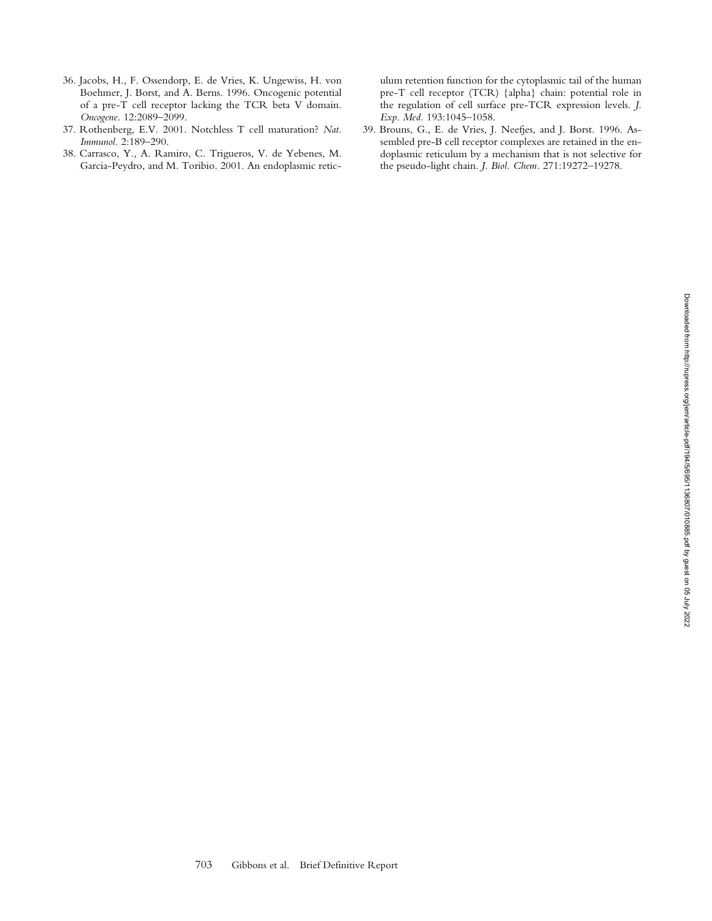36. Jacobs, H., F. Ossendorp, E. de Vries, K. Ungewiss, H. von Boehmer, J. Borst, and A. Berns. 1996. Oncogenic potential of a pre-T cell receptor lacking the TCR beta V domain. *Oncogene*. 12:2089–2099.
37. Rothenberg, E.V. 2001. Notchless T cell maturation? *Nat. Immunol*. 2:189–290.
38. Carrasco, Y., A. Ramiro, C. Trigueros, V. de Yebenes, M. Garcia-Peydro, and M. Toribio. 2001. An endoplasmic reticulum retention function for the cytoplasmic tail of the human pre-T cell receptor (TCR) {alpha} chain: potential role in the regulation of cell surface pre-TCR expression levels. *J. Exp. Med*. 193:1045–1058.
39. Brouns, G., E. de Vries, J. Neefjes, and J. Borst. 1996. Assembled pre-B cell receptor complexes are retained in the endoplasmic reticulum by a mechanism that is not selective for the pseudo-light chain. *J. Biol. Chem*. 271:19272–19278.